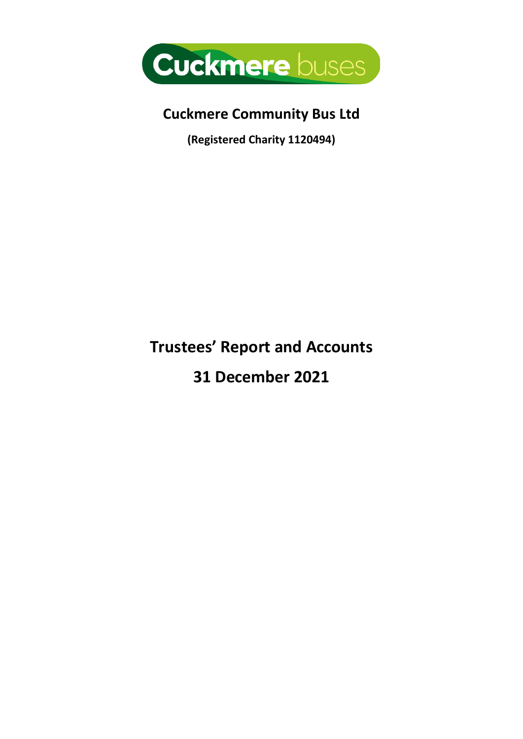Cuckmere buses

# Cuckmere Community Bus Ltd

**(Registered Charity 1120494)**

# Trustees' Report and Accounts

# 31 December 2021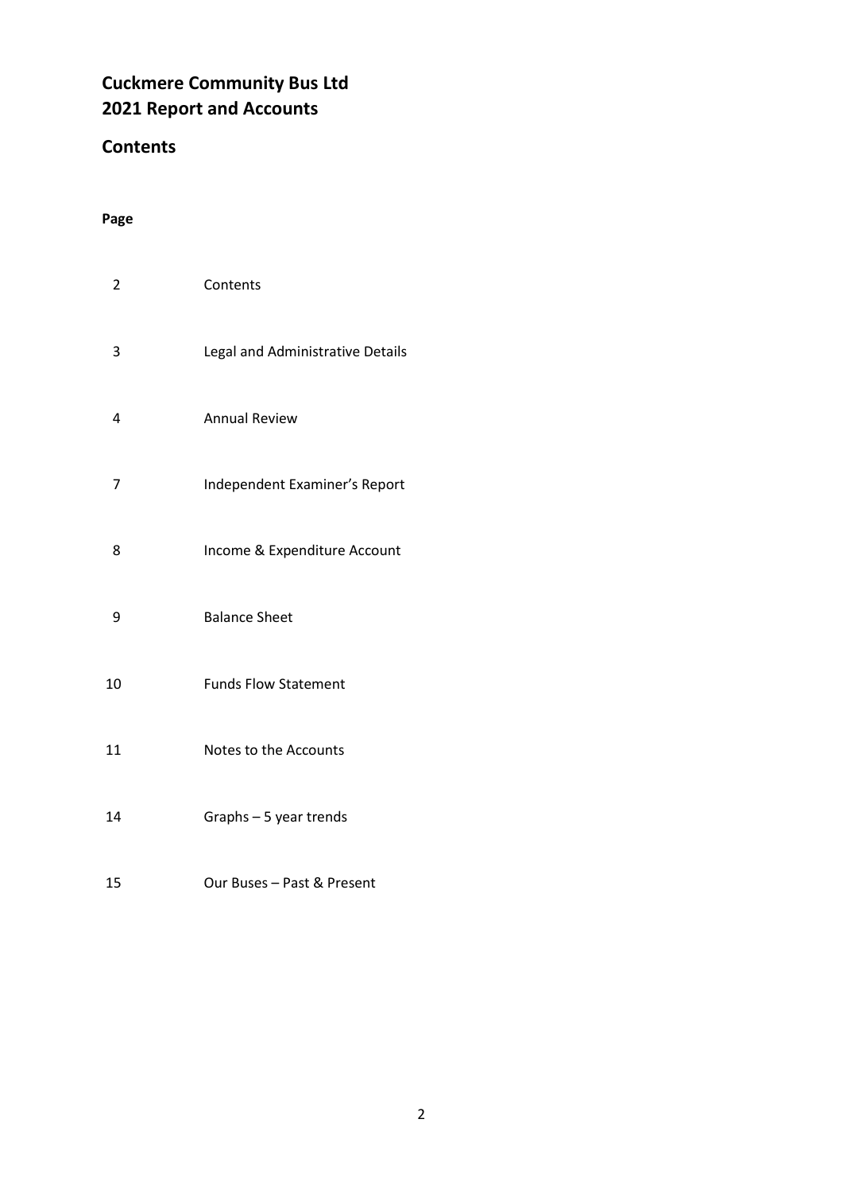# Cuckmere Community Bus Ltd
# 2021 Report and Accounts

## Contents

**Page**

| Page | Section |
|---|---|
| 2 | Contents |
| 3 | Legal and Administrative Details |
| 4 | Annual Review |
| 7 | Independent Examiner's Report |
| 8 | Income & Expenditure Account |
| 9 | Balance Sheet |
| 10 | Funds Flow Statement |
| 11 | Notes to the Accounts |
| 14 | Graphs – 5 year trends |
| 15 | Our Buses – Past & Present |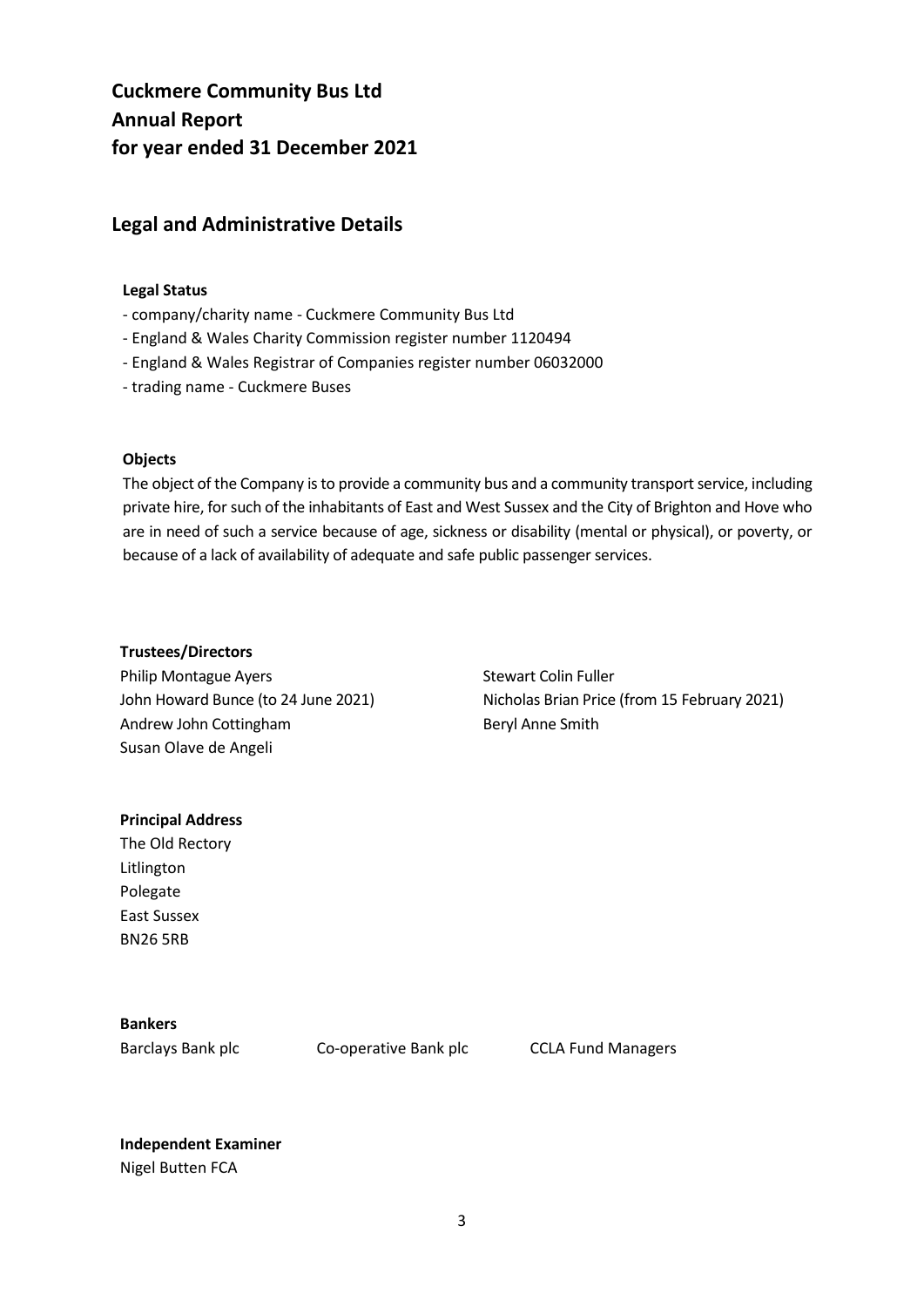# Cuckmere Community Bus Ltd
# Annual Report
# for year ended 31 December 2021

## Legal and Administrative Details

**Legal Status**

- company/charity name - Cuckmere Community Bus Ltd
- England & Wales Charity Commission register number 1120494
- England & Wales Registrar of Companies register number 06032000
- trading name - Cuckmere Buses

**Objects**

The object of the Company is to provide a community bus and a community transport service, including private hire, for such of the inhabitants of East and West Sussex and the City of Brighton and Hove who are in need of such a service because of age, sickness or disability (mental or physical), or poverty, or because of a lack of availability of adequate and safe public passenger services.

**Trustees/Directors**

Philip Montague Ayers
John Howard Bunce (to 24 June 2021)
Andrew John Cottingham
Susan Olave de Angeli
Stewart Colin Fuller
Nicholas Brian Price (from 15 February 2021)
Beryl Anne Smith

**Principal Address**

The Old Rectory
Litlington
Polegate
East Sussex
BN26 5RB

**Bankers**

Barclays Bank plc
Co-operative Bank plc
CCLA Fund Managers

**Independent Examiner**

Nigel Butten FCA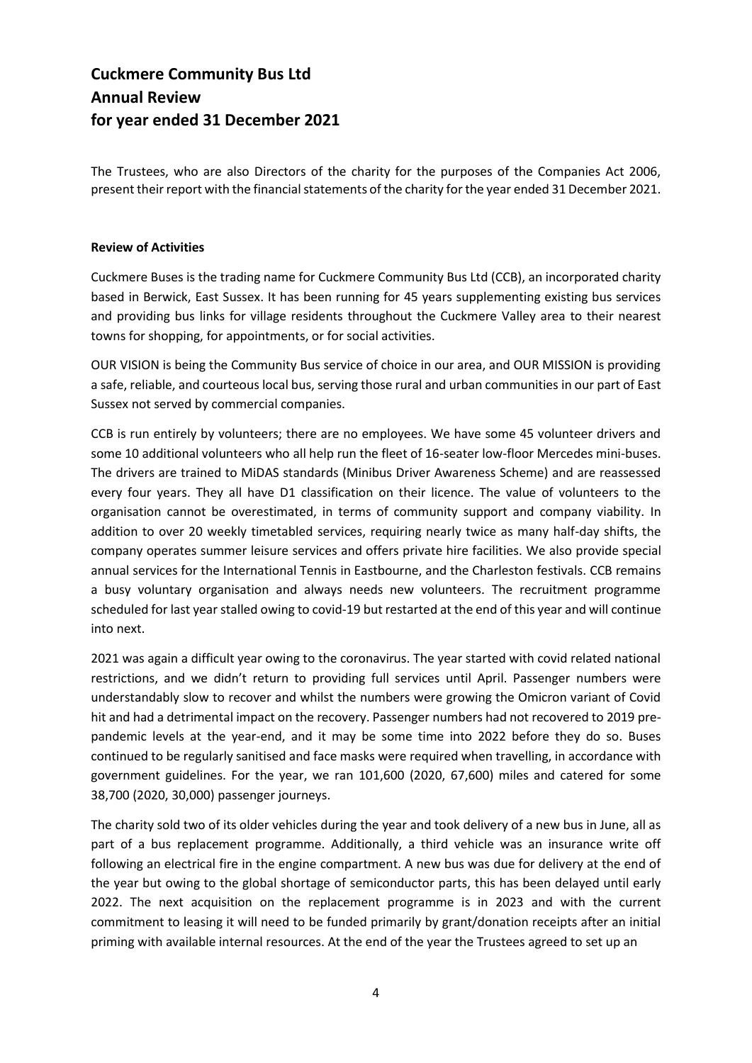# Cuckmere Community Bus Ltd
# Annual Review
# for year ended 31 December 2021

The Trustees, who are also Directors of the charity for the purposes of the Companies Act 2006, present their report with the financial statements of the charity for the year ended 31 December 2021.

**Review of Activities**

Cuckmere Buses is the trading name for Cuckmere Community Bus Ltd (CCB), an incorporated charity based in Berwick, East Sussex. It has been running for 45 years supplementing existing bus services and providing bus links for village residents throughout the Cuckmere Valley area to their nearest towns for shopping, for appointments, or for social activities.

OUR VISION is being the Community Bus service of choice in our area, and OUR MISSION is providing a safe, reliable, and courteous local bus, serving those rural and urban communities in our part of East Sussex not served by commercial companies.

CCB is run entirely by volunteers; there are no employees. We have some 45 volunteer drivers and some 10 additional volunteers who all help run the fleet of 16-seater low-floor Mercedes mini-buses. The drivers are trained to MiDAS standards (Minibus Driver Awareness Scheme) and are reassessed every four years. They all have D1 classification on their licence. The value of volunteers to the organisation cannot be overestimated, in terms of community support and company viability. In addition to over 20 weekly timetabled services, requiring nearly twice as many half-day shifts, the company operates summer leisure services and offers private hire facilities. We also provide special annual services for the International Tennis in Eastbourne, and the Charleston festivals. CCB remains a busy voluntary organisation and always needs new volunteers. The recruitment programme scheduled for last year stalled owing to covid-19 but restarted at the end of this year and will continue into next.

2021 was again a difficult year owing to the coronavirus. The year started with covid related national restrictions, and we didn't return to providing full services until April. Passenger numbers were understandably slow to recover and whilst the numbers were growing the Omicron variant of Covid hit and had a detrimental impact on the recovery. Passenger numbers had not recovered to 2019 pre-pandemic levels at the year-end, and it may be some time into 2022 before they do so. Buses continued to be regularly sanitised and face masks were required when travelling, in accordance with government guidelines. For the year, we ran 101,600 (2020, 67,600) miles and catered for some 38,700 (2020, 30,000) passenger journeys.

The charity sold two of its older vehicles during the year and took delivery of a new bus in June, all as part of a bus replacement programme. Additionally, a third vehicle was an insurance write off following an electrical fire in the engine compartment. A new bus was due for delivery at the end of the year but owing to the global shortage of semiconductor parts, this has been delayed until early 2022. The next acquisition on the replacement programme is in 2023 and with the current commitment to leasing it will need to be funded primarily by grant/donation receipts after an initial priming with available internal resources. At the end of the year the Trustees agreed to set up an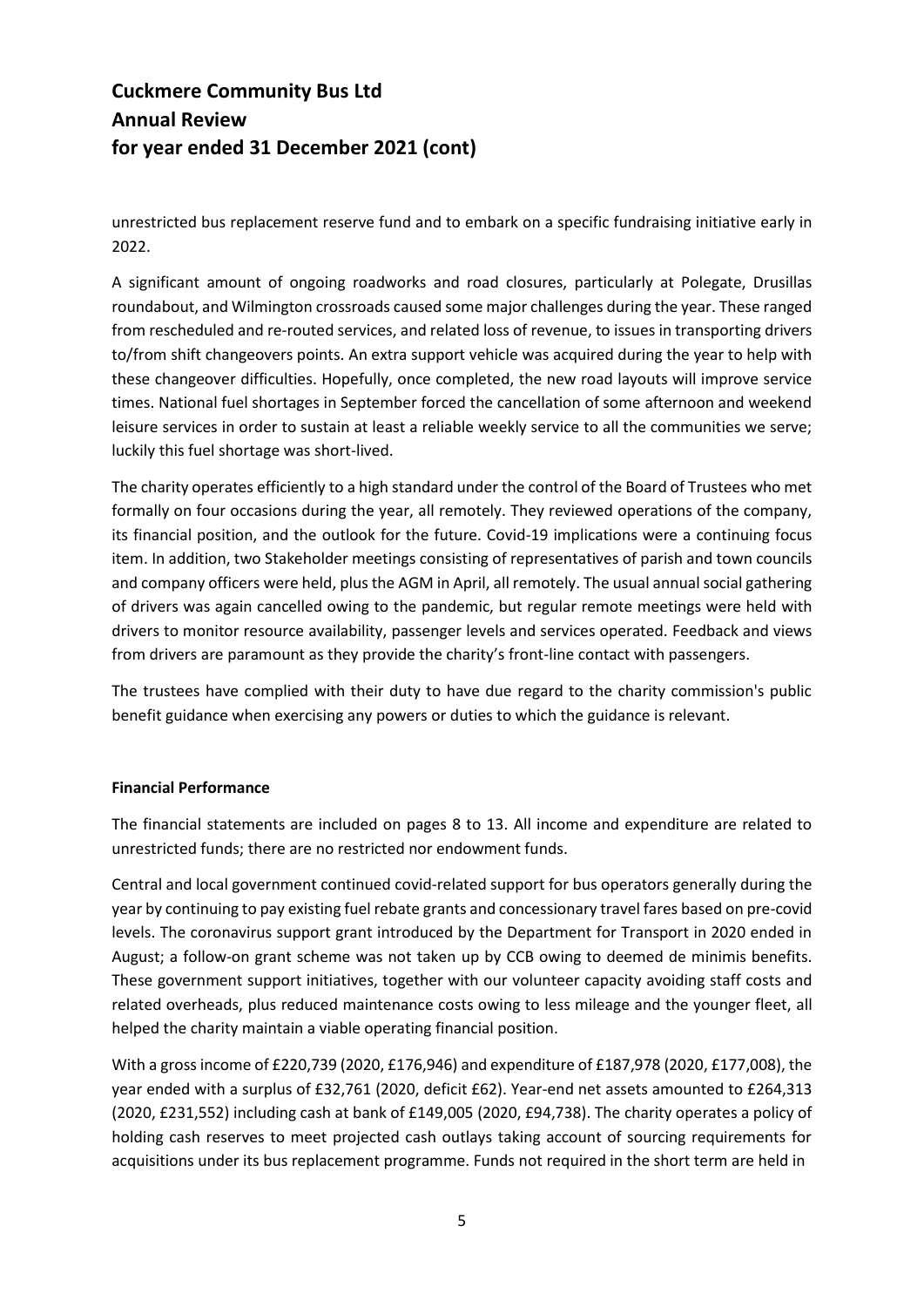unrestricted bus replacement reserve fund and to embark on a specific fundraising initiative early in 2022.

A significant amount of ongoing roadworks and road closures, particularly at Polegate, Drusillas roundabout, and Wilmington crossroads caused some major challenges during the year. These ranged from rescheduled and re-routed services, and related loss of revenue, to issues in transporting drivers to/from shift changeovers points. An extra support vehicle was acquired during the year to help with these changeover difficulties. Hopefully, once completed, the new road layouts will improve service times. National fuel shortages in September forced the cancellation of some afternoon and weekend leisure services in order to sustain at least a reliable weekly service to all the communities we serve; luckily this fuel shortage was short-lived.

The charity operates efficiently to a high standard under the control of the Board of Trustees who met formally on four occasions during the year, all remotely. They reviewed operations of the company, its financial position, and the outlook for the future. Covid-19 implications were a continuing focus item. In addition, two Stakeholder meetings consisting of representatives of parish and town councils and company officers were held, plus the AGM in April, all remotely. The usual annual social gathering of drivers was again cancelled owing to the pandemic, but regular remote meetings were held with drivers to monitor resource availability, passenger levels and services operated. Feedback and views from drivers are paramount as they provide the charity's front-line contact with passengers.

The trustees have complied with their duty to have due regard to the charity commission's public benefit guidance when exercising any powers or duties to which the guidance is relevant.

**Financial Performance**

The financial statements are included on pages 8 to 13. All income and expenditure are related to unrestricted funds; there are no restricted nor endowment funds.

Central and local government continued covid-related support for bus operators generally during the year by continuing to pay existing fuel rebate grants and concessionary travel fares based on pre-covid levels. The coronavirus support grant introduced by the Department for Transport in 2020 ended in August; a follow-on grant scheme was not taken up by CCB owing to deemed de minimis benefits. These government support initiatives, together with our volunteer capacity avoiding staff costs and related overheads, plus reduced maintenance costs owing to less mileage and the younger fleet, all helped the charity maintain a viable operating financial position.

With a gross income of £220,739 (2020, £176,946) and expenditure of £187,978 (2020, £177,008), the year ended with a surplus of £32,761 (2020, deficit £62). Year-end net assets amounted to £264,313 (2020, £231,552) including cash at bank of £149,005 (2020, £94,738). The charity operates a policy of holding cash reserves to meet projected cash outlays taking account of sourcing requirements for acquisitions under its bus replacement programme. Funds not required in the short term are held in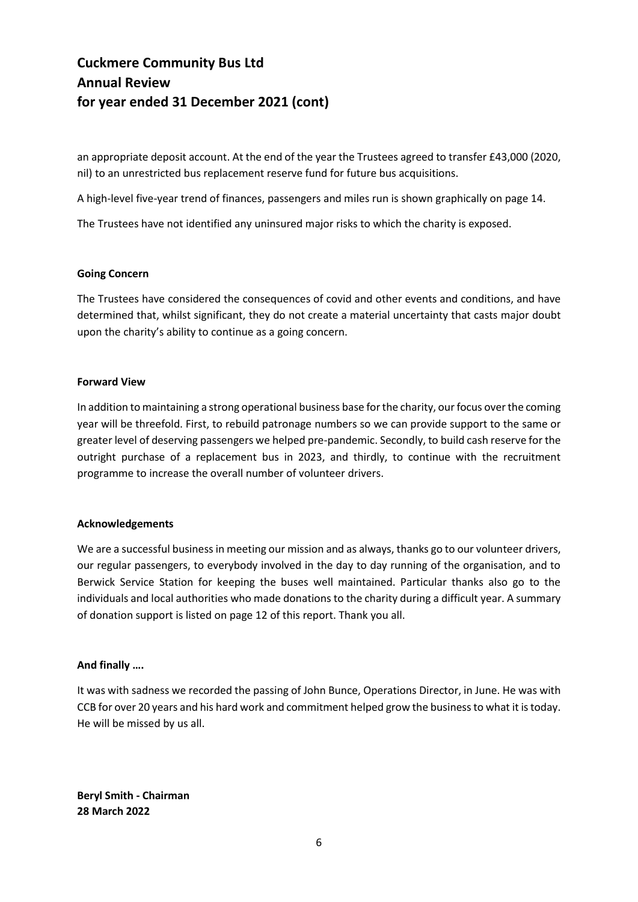an appropriate deposit account. At the end of the year the Trustees agreed to transfer £43,000 (2020, nil) to an unrestricted bus replacement reserve fund for future bus acquisitions.

A high-level five-year trend of finances, passengers and miles run is shown graphically on page 14.

The Trustees have not identified any uninsured major risks to which the charity is exposed.

**Going Concern**

The Trustees have considered the consequences of covid and other events and conditions, and have determined that, whilst significant, they do not create a material uncertainty that casts major doubt upon the charity's ability to continue as a going concern.

**Forward View**

In addition to maintaining a strong operational business base for the charity, our focus over the coming year will be threefold. First, to rebuild patronage numbers so we can provide support to the same or greater level of deserving passengers we helped pre-pandemic. Secondly, to build cash reserve for the outright purchase of a replacement bus in 2023, and thirdly, to continue with the recruitment programme to increase the overall number of volunteer drivers.

**Acknowledgements**

We are a successful business in meeting our mission and as always, thanks go to our volunteer drivers, our regular passengers, to everybody involved in the day to day running of the organisation, and to Berwick Service Station for keeping the buses well maintained. Particular thanks also go to the individuals and local authorities who made donations to the charity during a difficult year. A summary of donation support is listed on page 12 of this report. Thank you all.

**And finally ….**

It was with sadness we recorded the passing of John Bunce, Operations Director, in June. He was with CCB for over 20 years and his hard work and commitment helped grow the business to what it is today. He will be missed by us all.

**Beryl Smith - Chairman**
**28 March 2022**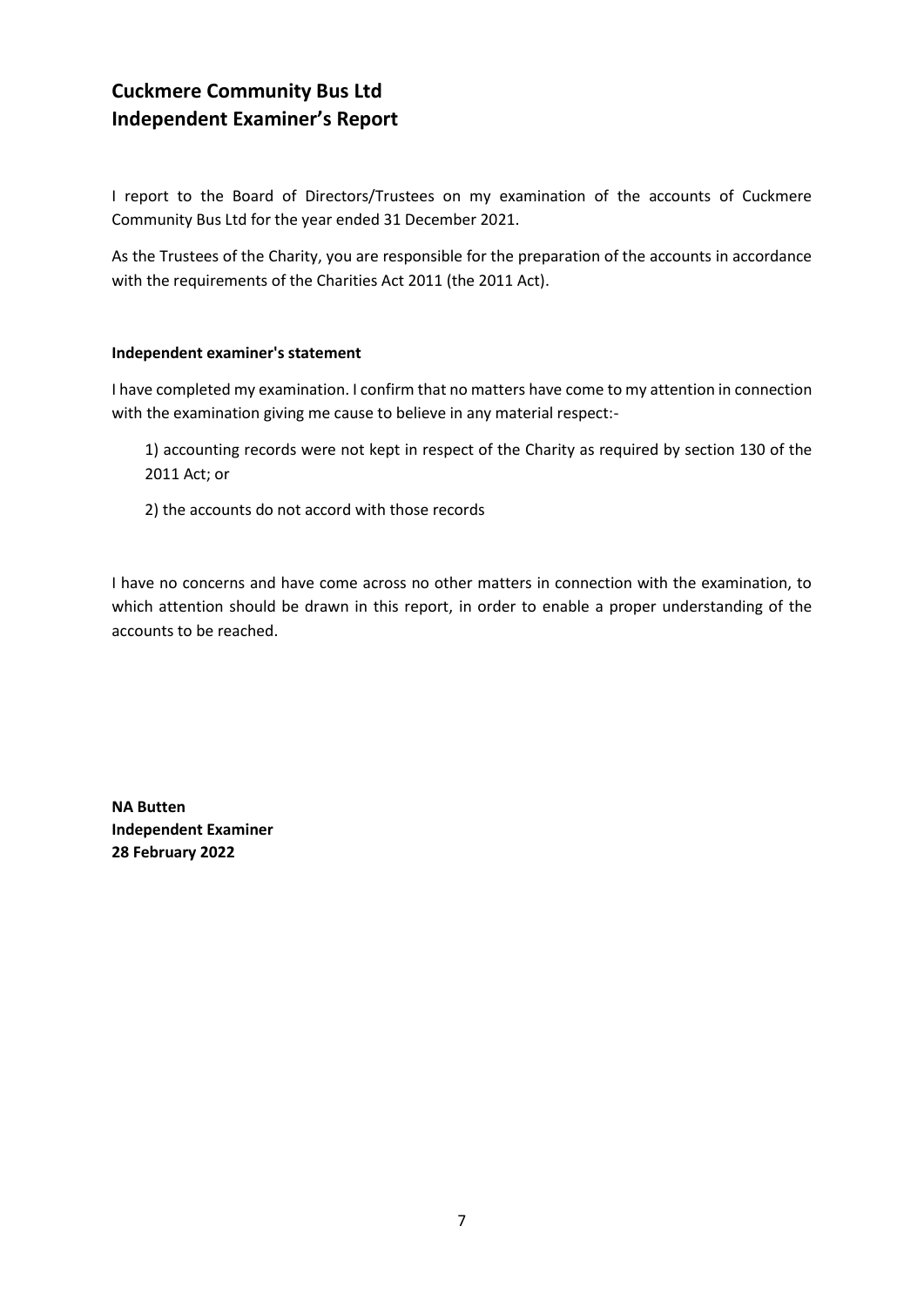# Cuckmere Community Bus Ltd
# Independent Examiner's Report

I report to the Board of Directors/Trustees on my examination of the accounts of Cuckmere Community Bus Ltd for the year ended 31 December 2021.

As the Trustees of the Charity, you are responsible for the preparation of the accounts in accordance with the requirements of the Charities Act 2011 (the 2011 Act).

**Independent examiner's statement**

I have completed my examination. I confirm that no matters have come to my attention in connection with the examination giving me cause to believe in any material respect:-

1) accounting records were not kept in respect of the Charity as required by section 130 of the 2011 Act; or

2) the accounts do not accord with those records

I have no concerns and have come across no other matters in connection with the examination, to which attention should be drawn in this report, in order to enable a proper understanding of the accounts to be reached.

**NA Butten**
**Independent Examiner**
**28 February 2022**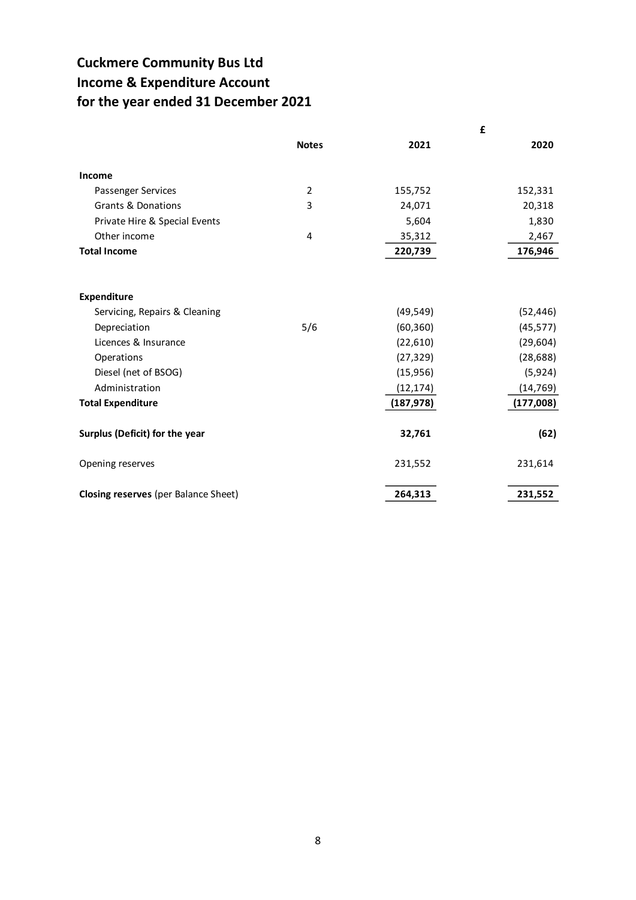# Cuckmere Community Bus Ltd
# Income & Expenditure Account
# for the year ended 31 December 2021

| | Notes | 2021 £ | 2020 £ |
|---|---|---|---|
| **Income** | | | |
| Passenger Services | 2 | 155,752 | 152,331 |
| Grants & Donations | 3 | 24,071 | 20,318 |
| Private Hire & Special Events | | 5,604 | 1,830 |
| Other income | 4 | 35,312 | 2,467 |
| **Total Income** | | **220,739** | **176,946** |
| | | | |
| **Expenditure** | | | |
| Servicing, Repairs & Cleaning | | (49,549) | (52,446) |
| Depreciation | 5/6 | (60,360) | (45,577) |
| Licences & Insurance | | (22,610) | (29,604) |
| Operations | | (27,329) | (28,688) |
| Diesel (net of BSOG) | | (15,956) | (5,924) |
| Administration | | (12,174) | (14,769) |
| **Total Expenditure** | | **(187,978)** | **(177,008)** |
| | | | |
| **Surplus (Deficit) for the year** | | **32,761** | **(62)** |
| | | | |
| Opening reserves | | 231,552 | 231,614 |
| | | | |
| **Closing reserves** (per Balance Sheet) | | **264,313** | **231,552** |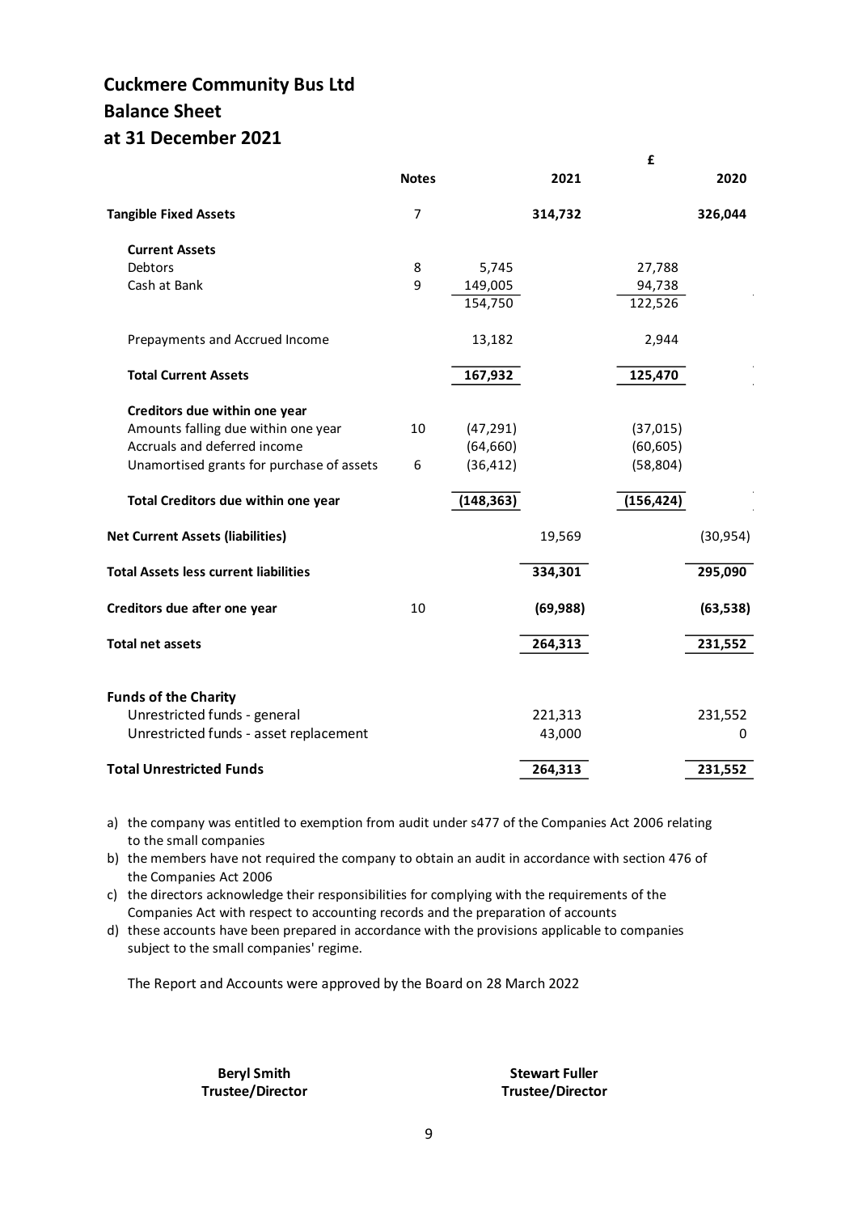# Cuckmere Community Bus Ltd
# Balance Sheet
# at 31 December 2021

| | Notes | | 2021 | £ | 2020 |
|---|---|---|---|---|---|
| **Tangible Fixed Assets** | 7 | | **314,732** | | **326,044** |
| **Current Assets** | | | | | |
| Debtors | 8 | 5,745 | | 27,788 | |
| Cash at Bank | 9 | 149,005 | | 94,738 | |
| | | 154,750 | | 122,526 | |
| Prepayments and Accrued Income | | 13,182 | | 2,944 | |
| **Total Current Assets** | | **167,932** | | **125,470** | |
| **Creditors due within one year** | | | | | |
| Amounts falling due within one year | 10 | (47,291) | | (37,015) | |
| Accruals and deferred income | | (64,660) | | (60,605) | |
| Unamortised grants for purchase of assets | 6 | (36,412) | | (58,804) | |
| **Total Creditors due within one year** | | **(148,363)** | | **(156,424)** | |
| **Net Current Assets (liabilities)** | | | 19,569 | | (30,954) |
| **Total Assets less current liabilities** | | | **334,301** | | **295,090** |
| **Creditors due after one year** | 10 | | **(69,988)** | | **(63,538)** |
| **Total net assets** | | | **264,313** | | **231,552** |
| **Funds of the Charity** | | | | | |
| Unrestricted funds - general | | | 221,313 | | 231,552 |
| Unrestricted funds - asset replacement | | | 43,000 | | 0 |
| **Total Unrestricted Funds** | | | **264,313** | | **231,552** |

a) the company was entitled to exemption from audit under s477 of the Companies Act 2006 relating to the small companies
b) the members have not required the company to obtain an audit in accordance with section 476 of the Companies Act 2006
c) the directors acknowledge their responsibilities for complying with the requirements of the Companies Act with respect to accounting records and the preparation of accounts
d) these accounts have been prepared in accordance with the provisions applicable to companies subject to the small companies' regime.

The Report and Accounts were approved by the Board on 28 March 2022

**Beryl Smith**
**Trustee/Director**

**Stewart Fuller**
**Trustee/Director**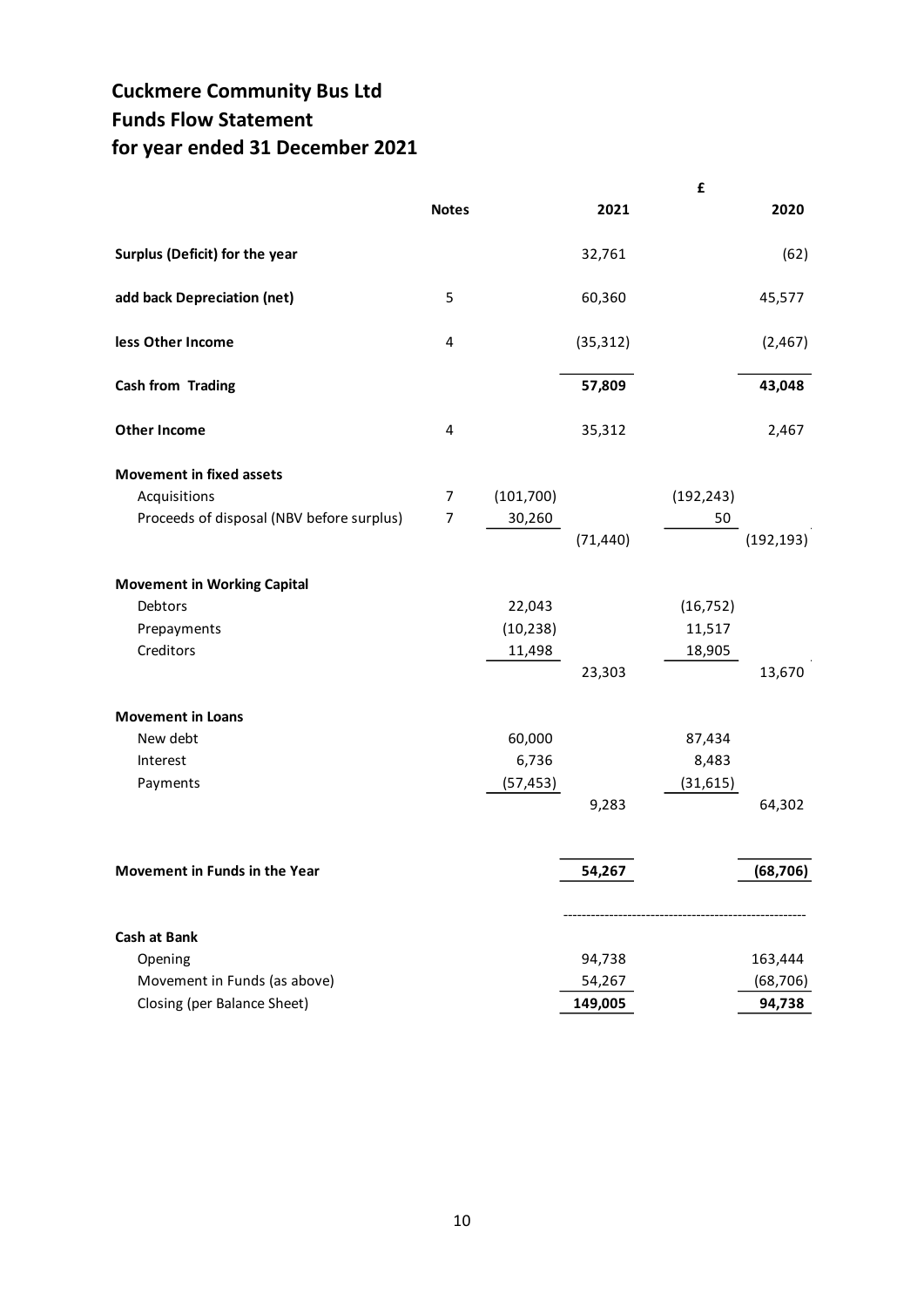# Cuckmere Community Bus Ltd
# Funds Flow Statement
# for year ended 31 December 2021

| | Notes | | 2021 | | 2020 |
|---|---|---|---|---|---|
| | | | £ | | |
| **Surplus (Deficit) for the year** | | | 32,761 | | (62) |
| **add back Depreciation (net)** | 5 | | 60,360 | | 45,577 |
| **less Other Income** | 4 | | (35,312) | | (2,467) |
| **Cash from Trading** | | | **57,809** | | **43,048** |
| **Other Income** | 4 | | 35,312 | | 2,467 |
| **Movement in fixed assets** | | | | | |
| Acquisitions | 7 | (101,700) | | (192,243) | |
| Proceeds of disposal (NBV before surplus) | 7 | 30,260 | | 50 | |
| | | | (71,440) | | (192,193) |
| **Movement in Working Capital** | | | | | |
| Debtors | | 22,043 | | (16,752) | |
| Prepayments | | (10,238) | | 11,517 | |
| Creditors | | 11,498 | | 18,905 | |
| | | | 23,303 | | 13,670 |
| **Movement in Loans** | | | | | |
| New debt | | 60,000 | | 87,434 | |
| Interest | | 6,736 | | 8,483 | |
| Payments | | (57,453) | | (31,615) | |
| | | | 9,283 | | 64,302 |
| **Movement in Funds in the Year** | | | **54,267** | | **(68,706)** |
| **Cash at Bank** | | | | | |
| Opening | | | 94,738 | | 163,444 |
| Movement in Funds (as above) | | | 54,267 | | (68,706) |
| Closing (per Balance Sheet) | | | **149,005** | | **94,738** |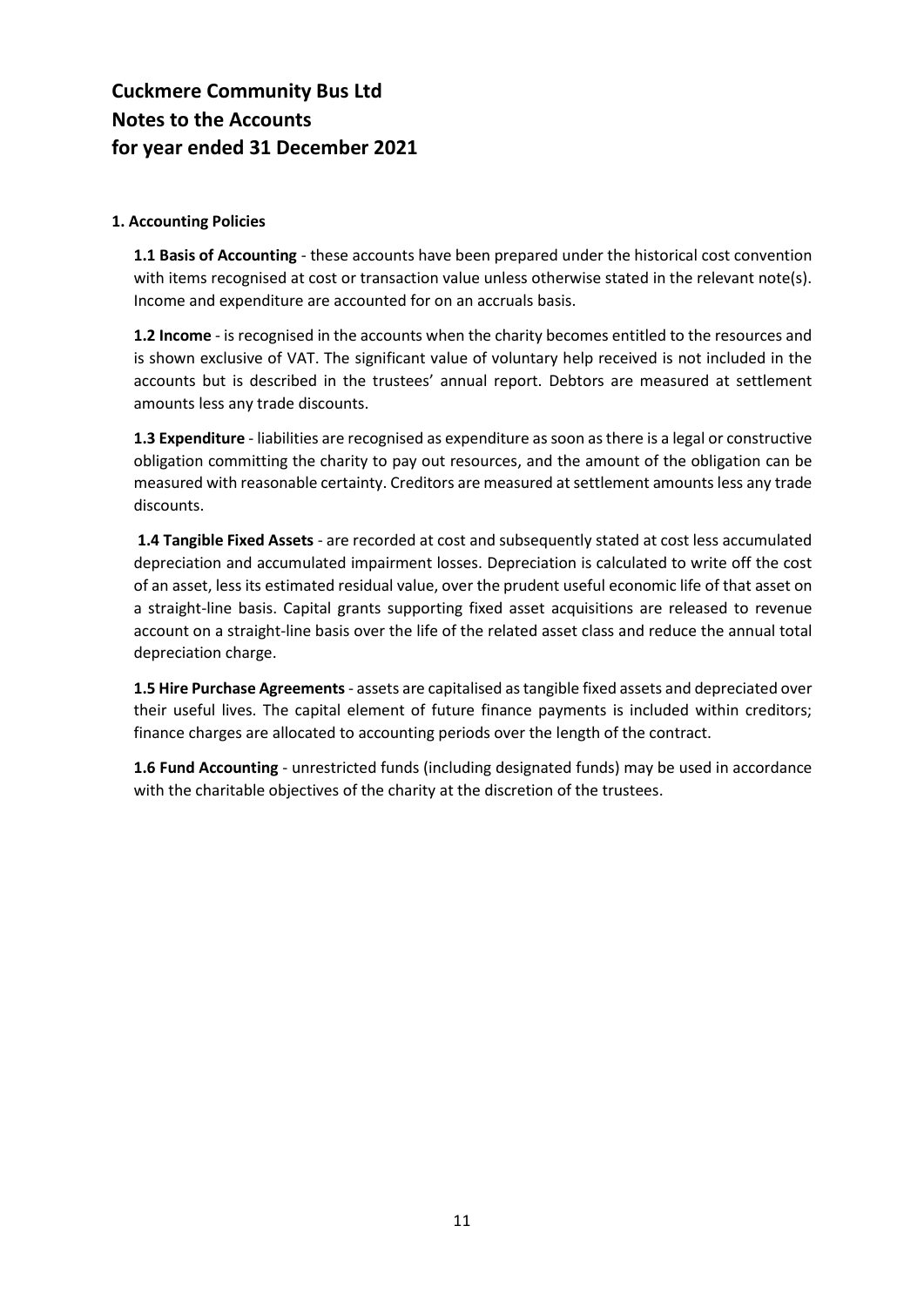# Cuckmere Community Bus Ltd
# Notes to the Accounts
# for year ended 31 December 2021

**1. Accounting Policies**

**1.1 Basis of Accounting** - these accounts have been prepared under the historical cost convention with items recognised at cost or transaction value unless otherwise stated in the relevant note(s). Income and expenditure are accounted for on an accruals basis.

**1.2 Income** - is recognised in the accounts when the charity becomes entitled to the resources and is shown exclusive of VAT. The significant value of voluntary help received is not included in the accounts but is described in the trustees' annual report. Debtors are measured at settlement amounts less any trade discounts.

**1.3 Expenditure** - liabilities are recognised as expenditure as soon as there is a legal or constructive obligation committing the charity to pay out resources, and the amount of the obligation can be measured with reasonable certainty. Creditors are measured at settlement amounts less any trade discounts.

**1.4 Tangible Fixed Assets** - are recorded at cost and subsequently stated at cost less accumulated depreciation and accumulated impairment losses. Depreciation is calculated to write off the cost of an asset, less its estimated residual value, over the prudent useful economic life of that asset on a straight-line basis. Capital grants supporting fixed asset acquisitions are released to revenue account on a straight-line basis over the life of the related asset class and reduce the annual total depreciation charge.

**1.5 Hire Purchase Agreements** - assets are capitalised as tangible fixed assets and depreciated over their useful lives. The capital element of future finance payments is included within creditors; finance charges are allocated to accounting periods over the length of the contract.

**1.6 Fund Accounting** - unrestricted funds (including designated funds) may be used in accordance with the charitable objectives of the charity at the discretion of the trustees.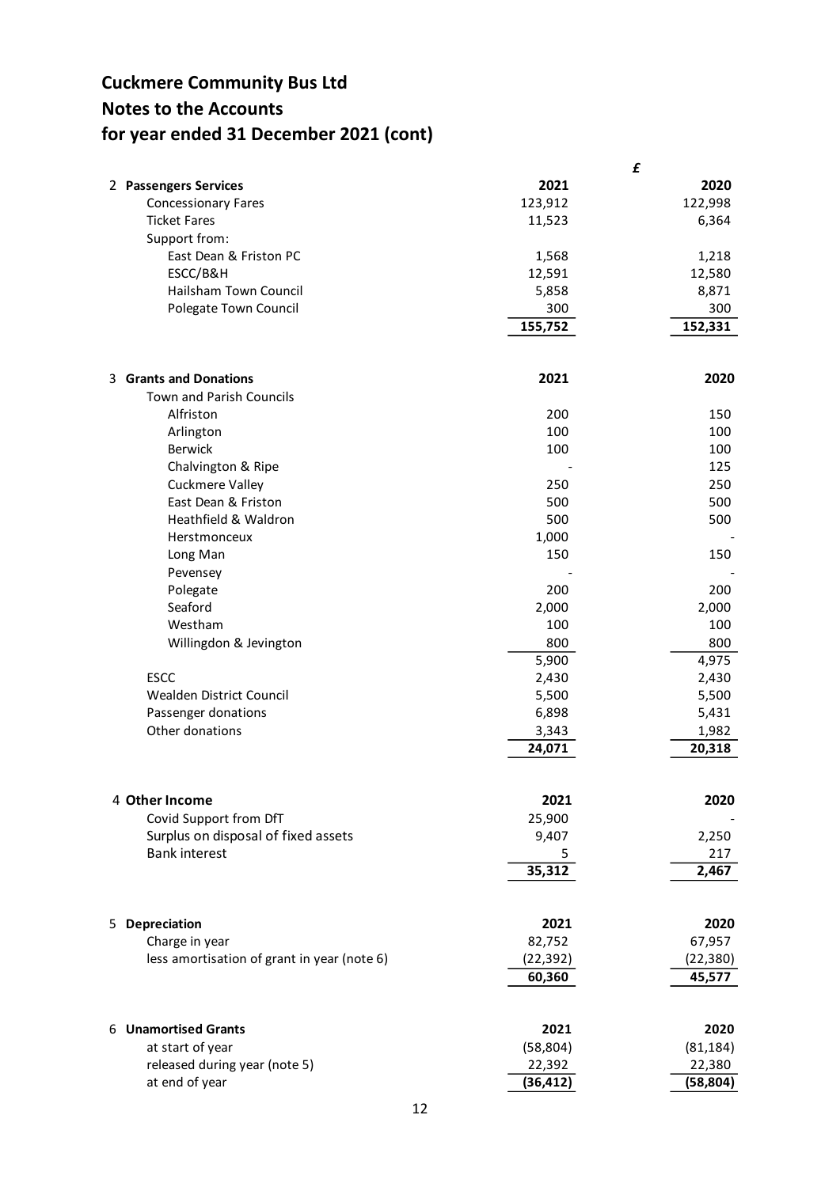# Cuckmere Community Bus Ltd

## Notes to the Accounts

## for year ended 31 December 2021 (cont)

| | £ | |
|---|---|---|
| **2 Passengers Services** | **2021** | **2020** |
| Concessionary Fares | 123,912 | 122,998 |
| Ticket Fares | 11,523 | 6,364 |
| Support from: | | |
| East Dean & Friston PC | 1,568 | 1,218 |
| ESCC/B&H | 12,591 | 12,580 |
| Hailsham Town Council | 5,858 | 8,871 |
| Polegate Town Council | 300 | 300 |
| | **155,752** | **152,331** |

| **3 Grants and Donations** | **2021** | **2020** |
|---|---|---|
| Town and Parish Councils | | |
| Alfriston | 200 | 150 |
| Arlington | 100 | 100 |
| Berwick | 100 | 100 |
| Chalvington & Ripe | - | 125 |
| Cuckmere Valley | 250 | 250 |
| East Dean & Friston | 500 | 500 |
| Heathfield & Waldron | 500 | 500 |
| Herstmonceux | 1,000 | - |
| Long Man | 150 | 150 |
| Pevensey | - | - |
| Polegate | 200 | 200 |
| Seaford | 2,000 | 2,000 |
| Westham | 100 | 100 |
| Willingdon & Jevington | 800 | 800 |
| | 5,900 | 4,975 |
| ESCC | 2,430 | 2,430 |
| Wealden District Council | 5,500 | 5,500 |
| Passenger donations | 6,898 | 5,431 |
| Other donations | 3,343 | 1,982 |
| | **24,071** | **20,318** |

| **4 Other Income** | **2021** | **2020** |
|---|---|---|
| Covid Support from DfT | 25,900 | - |
| Surplus on disposal of fixed assets | 9,407 | 2,250 |
| Bank interest | 5 | 217 |
| | **35,312** | **2,467** |

| **5 Depreciation** | **2021** | **2020** |
|---|---|---|
| Charge in year | 82,752 | 67,957 |
| less amortisation of grant in year (note 6) | (22,392) | (22,380) |
| | **60,360** | **45,577** |

| **6 Unamortised Grants** | **2021** | **2020** |
|---|---|---|
| at start of year | (58,804) | (81,184) |
| released during year (note 5) | 22,392 | 22,380 |
| at end of year | **(36,412)** | **(58,804)** |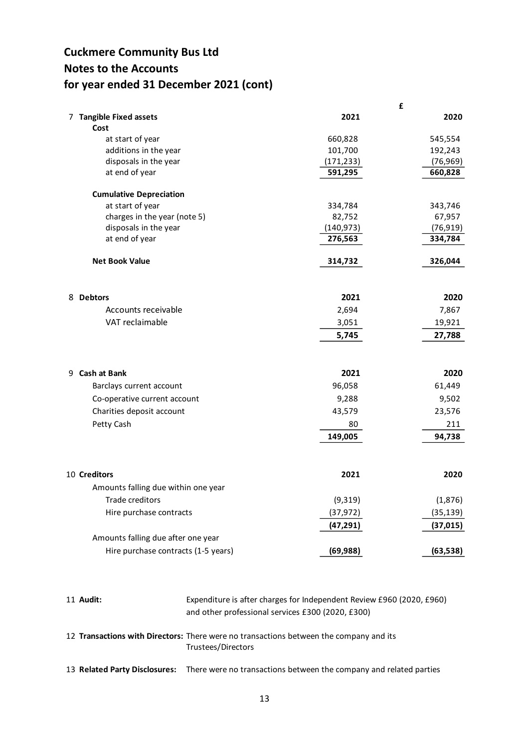# Cuckmere Community Bus Ltd
## Notes to the Accounts
## for year ended 31 December 2021 (cont)

| | £ 2021 | 2020 |
|---|---|---|
| **7 Tangible Fixed assets** | | |
| **Cost** | | |
| at start of year | 660,828 | 545,554 |
| additions in the year | 101,700 | 192,243 |
| disposals in the year | (171,233) | (76,969) |
| at end of year | **591,295** | **660,828** |
| **Cumulative Depreciation** | | |
| at start of year | 334,784 | 343,746 |
| charges in the year (note 5) | 82,752 | 67,957 |
| disposals in the year | (140,973) | (76,919) |
| at end of year | **276,563** | **334,784** |
| **Net Book Value** | **314,732** | **326,044** |

| 8 Debtors | 2021 | 2020 |
|---|---|---|
| Accounts receivable | 2,694 | 7,867 |
| VAT reclaimable | 3,051 | 19,921 |
| | **5,745** | **27,788** |

| 9 Cash at Bank | 2021 | 2020 |
|---|---|---|
| Barclays current account | 96,058 | 61,449 |
| Co-operative current account | 9,288 | 9,502 |
| Charities deposit account | 43,579 | 23,576 |
| Petty Cash | 80 | 211 |
| | **149,005** | **94,738** |

| 10 Creditors | 2021 | 2020 |
|---|---|---|
| Amounts falling due within one year | | |
| Trade creditors | (9,319) | (1,876) |
| Hire purchase contracts | (37,972) | (35,139) |
| | **(47,291)** | **(37,015)** |
| Amounts falling due after one year | | |
| Hire purchase contracts (1-5 years) | **(69,988)** | **(63,538)** |

11 **Audit:** Expenditure is after charges for Independent Review £960 (2020, £960) and other professional services £300 (2020, £300)

12 **Transactions with Directors:** There were no transactions between the company and its Trustees/Directors

13 **Related Party Disclosures:** There were no transactions between the company and related parties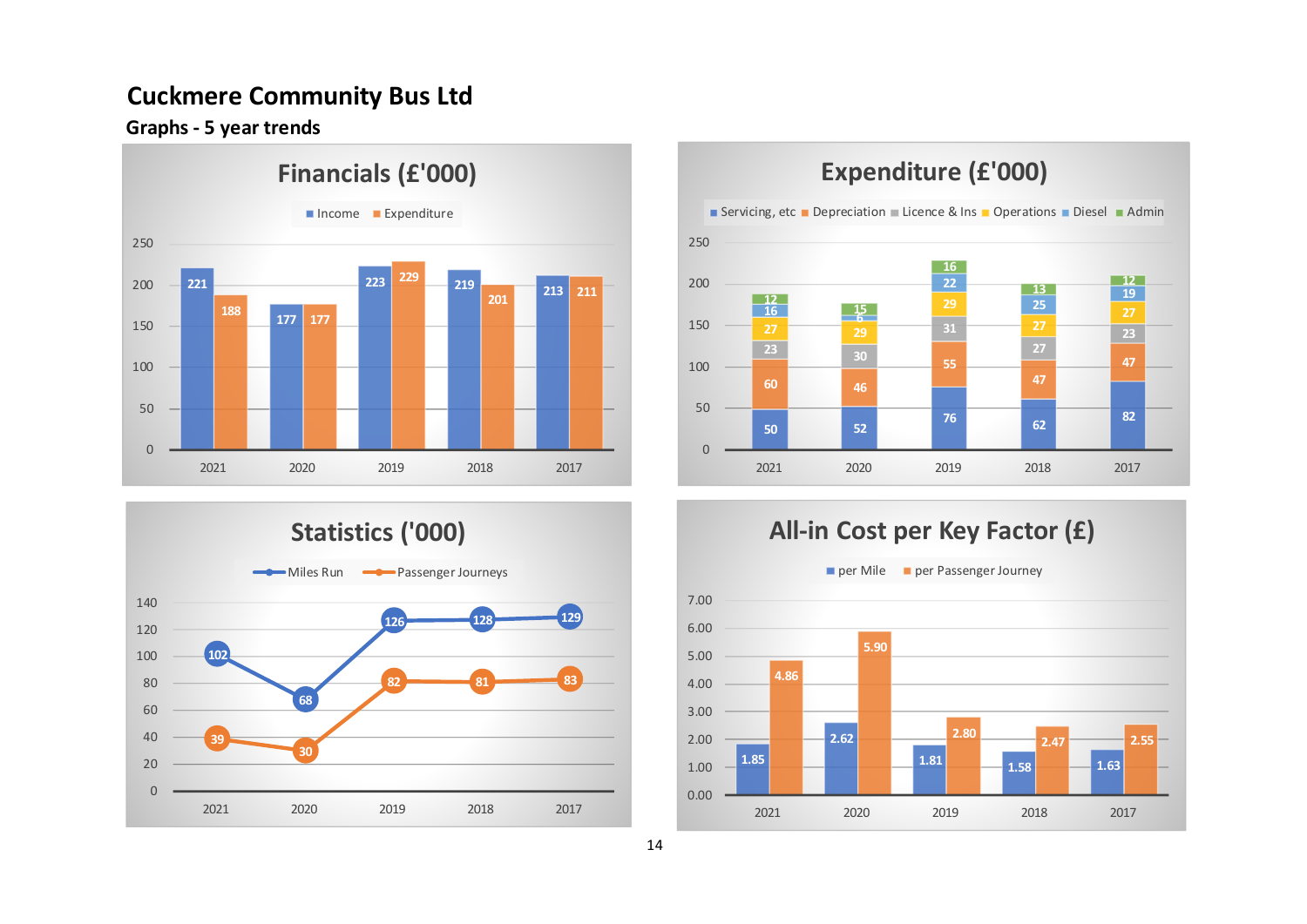# Cuckmere Community Bus Ltd

## Graphs - 5 year trends

### Financials (£'000)

| | 2021 | 2020 | 2019 | 2018 | 2017 |
|---|---|---|---|---|---|
| Income | 221 | 177 | 223 | 219 | 213 |
| Expenditure | 188 | 177 | 229 | 201 | 211 |

### Expenditure (£'000)

| | 2021 | 2020 | 2019 | 2018 | 2017 |
|---|---|---|---|---|---|
| Servicing, etc | 50 | 52 | 76 | 62 | 82 |
| Depreciation | 60 | 46 | 55 | 47 | 47 |
| Licence & Ins | 23 | 30 | 31 | 27 | 23 |
| Operations | 27 | 29 | 29 | 27 | 27 |
| Diesel | 16 | 6 | 22 | 25 | 19 |
| Admin | 12 | 15 | 16 | 13 | 12 |

### Statistics ('000)

| | 2021 | 2020 | 2019 | 2018 | 2017 |
|---|---|---|---|---|---|
| Miles Run | 102 | 68 | 126 | 128 | 129 |
| Passenger Journeys | 39 | 30 | 82 | 81 | 83 |

### All-in Cost per Key Factor (£)

| | 2021 | 2020 | 2019 | 2018 | 2017 |
|---|---|---|---|---|---|
| per Mile | 1.85 | 2.62 | 1.81 | 1.58 | 1.63 |
| per Passenger Journey | 4.86 | 5.90 | 2.80 | 2.47 | 2.55 |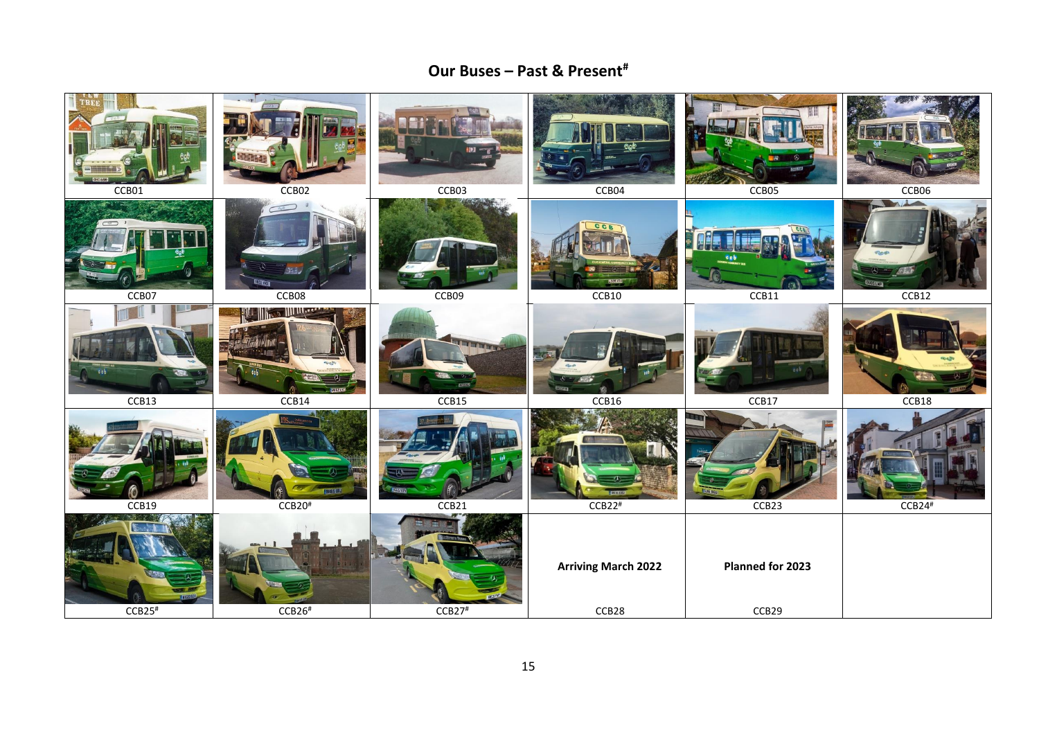## Our Buses – Past & Present#

| | | | | | |
|---|---|---|---|---|---|
| CCB01 | CCB02 | CCB03 | CCB04 | CCB05 | CCB06 |
| CCB07 | CCB08 | CCB09 | CCB10 | CCB11 | CCB12 |
| CCB13 | CCB14 | CCB15 | CCB16 | CCB17 | CCB18 |
| CCB19 | CCB20# | CCB21 | CCB22# | CCB23 | CCB24# |
| CCB25# | CCB26# | CCB27# | **Arriving March 2022** CCB28 | **Planned for 2023** CCB29 | |